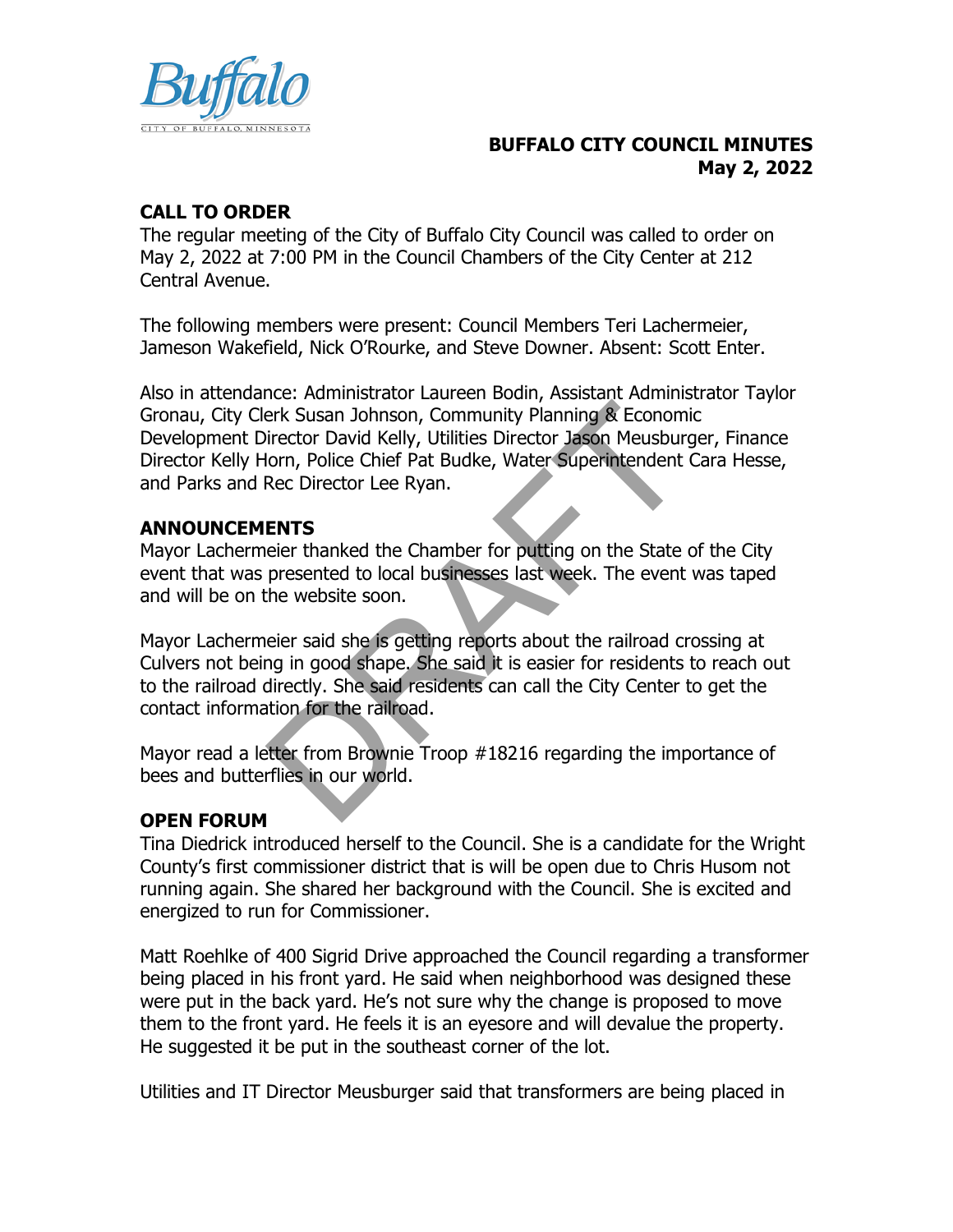# BUFFALO CITY COUNCIL MINUTES
**May 2, 2022**

## CALL TO ORDER

The regular meeting of the City of Buffalo City Council was called to order on May 2, 2022 at 7:00 PM in the Council Chambers of the City Center at 212 Central Avenue.

The following members were present: Council Members Teri Lachermeier, Jameson Wakefield, Nick O'Rourke, and Steve Downer. Absent: Scott Enter.

Also in attendance: Administrator Laureen Bodin, Assistant Administrator Taylor Gronau, City Clerk Susan Johnson, Community Planning & Economic Development Director David Kelly, Utilities Director Jason Meusburger, Finance Director Kelly Horn, Police Chief Pat Budke, Water Superintendent Cara Hesse, and Parks and Rec Director Lee Ryan.

## ANNOUNCEMENTS

Mayor Lachermeier thanked the Chamber for putting on the State of the City event that was presented to local businesses last week. The event was taped and will be on the website soon.

Mayor Lachermeier said she is getting reports about the railroad crossing at Culvers not being in good shape. She said it is easier for residents to reach out to the railroad directly. She said residents can call the City Center to get the contact information for the railroad.

Mayor read a letter from Brownie Troop #18216 regarding the importance of bees and butterflies in our world.

## OPEN FORUM

Tina Diedrick introduced herself to the Council. She is a candidate for the Wright County's first commissioner district that is will be open due to Chris Husom not running again. She shared her background with the Council. She is excited and energized to run for Commissioner.

Matt Roehlke of 400 Sigrid Drive approached the Council regarding a transformer being placed in his front yard. He said when neighborhood was designed these were put in the back yard. He's not sure why the change is proposed to move them to the front yard. He feels it is an eyesore and will devalue the property. He suggested it be put in the southeast corner of the lot.

Utilities and IT Director Meusburger said that transformers are being placed in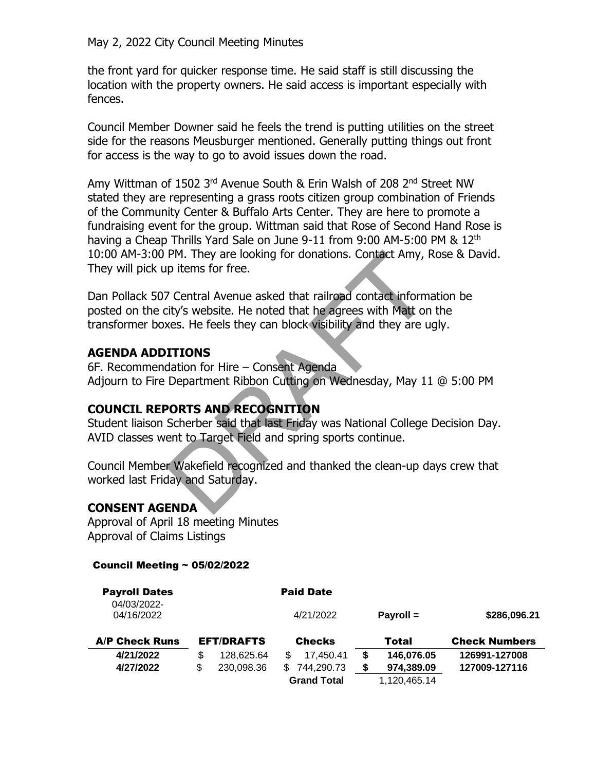the front yard for quicker response time. He said staff is still discussing the location with the property owners. He said access is important especially with fences.

Council Member Downer said he feels the trend is putting utilities on the street side for the reasons Meusburger mentioned. Generally putting things out front for access is the way to go to avoid issues down the road.

Amy Wittman of 1502 3rd Avenue South & Erin Walsh of 208 2nd Street NW stated they are representing a grass roots citizen group combination of Friends of the Community Center & Buffalo Arts Center. They are here to promote a fundraising event for the group. Wittman said that Rose of Second Hand Rose is having a Cheap Thrills Yard Sale on June 9-11 from 9:00 AM-5:00 PM & 12th 10:00 AM-3:00 PM. They are looking for donations. Contact Amy, Rose & David. They will pick up items for free.

Dan Pollack 507 Central Avenue asked that railroad contact information be posted on the city's website. He noted that he agrees with Matt on the transformer boxes. He feels they can block visibility and they are ugly.

## AGENDA ADDITIONS

6F. Recommendation for Hire – Consent Agenda
Adjourn to Fire Department Ribbon Cutting on Wednesday, May 11 @ 5:00 PM

## COUNCIL REPORTS AND RECOGNITION

Student liaison Scherber said that last Friday was National College Decision Day. AVID classes went to Target Field and spring sports continue.

Council Member Wakefield recognized and thanked the clean-up days crew that worked last Friday and Saturday.

## CONSENT AGENDA

Approval of April 18 meeting Minutes
Approval of Claims Listings

**Council Meeting ~ 05/02/2022**

| **Payroll Dates** | | **Paid Date** | | |
|---|---|---|---|---|
| 04/03/2022-04/16/2022 | | 4/21/2022 | **Payroll =** | **$286,096.21** |

| **A/P Check Runs** | **EFT/DRAFTS** | **Checks** | **Total** | **Check Numbers** |
|---|---|---|---|---|
| **4/21/2022** | $ 128,625.64 | $ 17,450.41 | **$ 146,076.05** | **126991-127008** |
| **4/27/2022** | $ 230,098.36 | $ 744,290.73 | **$ 974,389.09** | **127009-127116** |
| | | **Grand Total** | 1,120,465.14 | |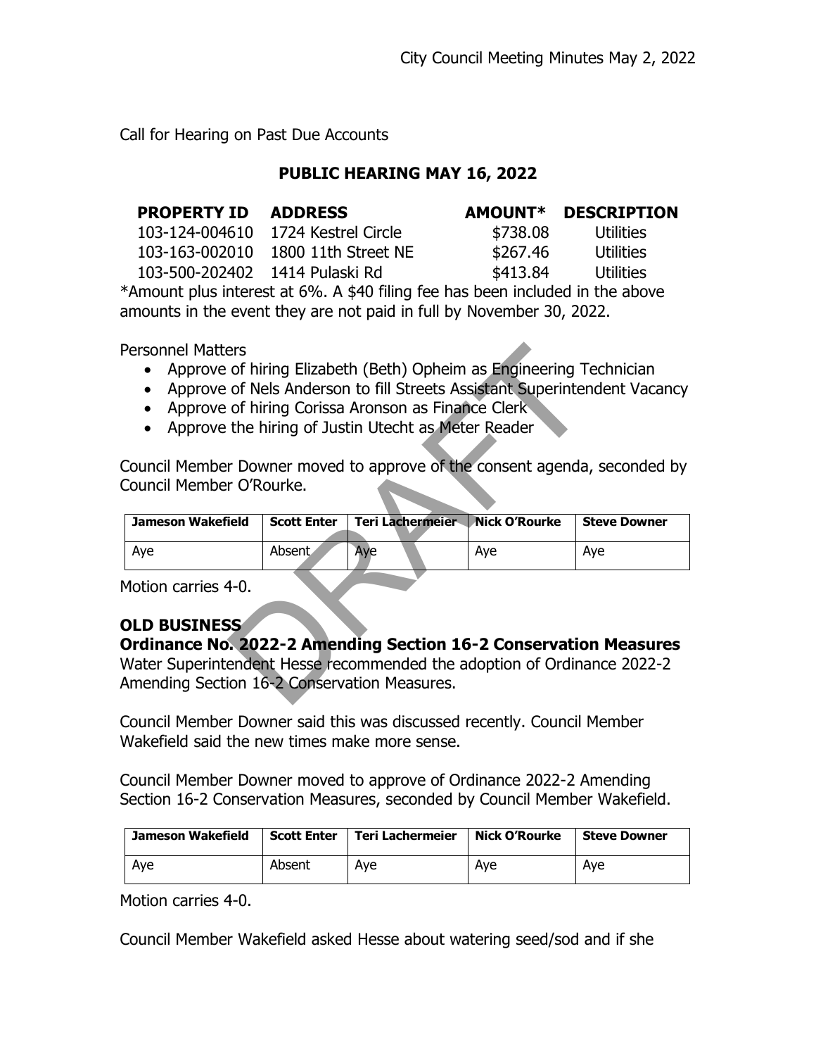Call for Hearing on Past Due Accounts

**PUBLIC HEARING MAY 16, 2022**

| PROPERTY ID | ADDRESS | AMOUNT* | DESCRIPTION |
|---|---|---|---|
| 103-124-004610 | 1724 Kestrel Circle | $738.08 | Utilities |
| 103-163-002010 | 1800 11th Street NE | $267.46 | Utilities |
| 103-500-202402 | 1414 Pulaski Rd | $413.84 | Utilities |

*Amount plus interest at 6%. A $40 filing fee has been included in the above amounts in the event they are not paid in full by November 30, 2022.

Personnel Matters

- Approve of hiring Elizabeth (Beth) Opheim as Engineering Technician
- Approve of Nels Anderson to fill Streets Assistant Superintendent Vacancy
- Approve of hiring Corissa Aronson as Finance Clerk
- Approve the hiring of Justin Utecht as Meter Reader

Council Member Downer moved to approve of the consent agenda, seconded by Council Member O'Rourke.

| Jameson Wakefield | Scott Enter | Teri Lachermeier | Nick O'Rourke | Steve Downer |
|---|---|---|---|---|
| Aye | Absent | Aye | Aye | Aye |

Motion carries 4-0.

## OLD BUSINESS

### Ordinance No. 2022-2 Amending Section 16-2 Conservation Measures

Water Superintendent Hesse recommended the adoption of Ordinance 2022-2 Amending Section 16-2 Conservation Measures.

Council Member Downer said this was discussed recently. Council Member Wakefield said the new times make more sense.

Council Member Downer moved to approve of Ordinance 2022-2 Amending Section 16-2 Conservation Measures, seconded by Council Member Wakefield.

| Jameson Wakefield | Scott Enter | Teri Lachermeier | Nick O'Rourke | Steve Downer |
|---|---|---|---|---|
| Aye | Absent | Aye | Aye | Aye |

Motion carries 4-0.

Council Member Wakefield asked Hesse about watering seed/sod and if she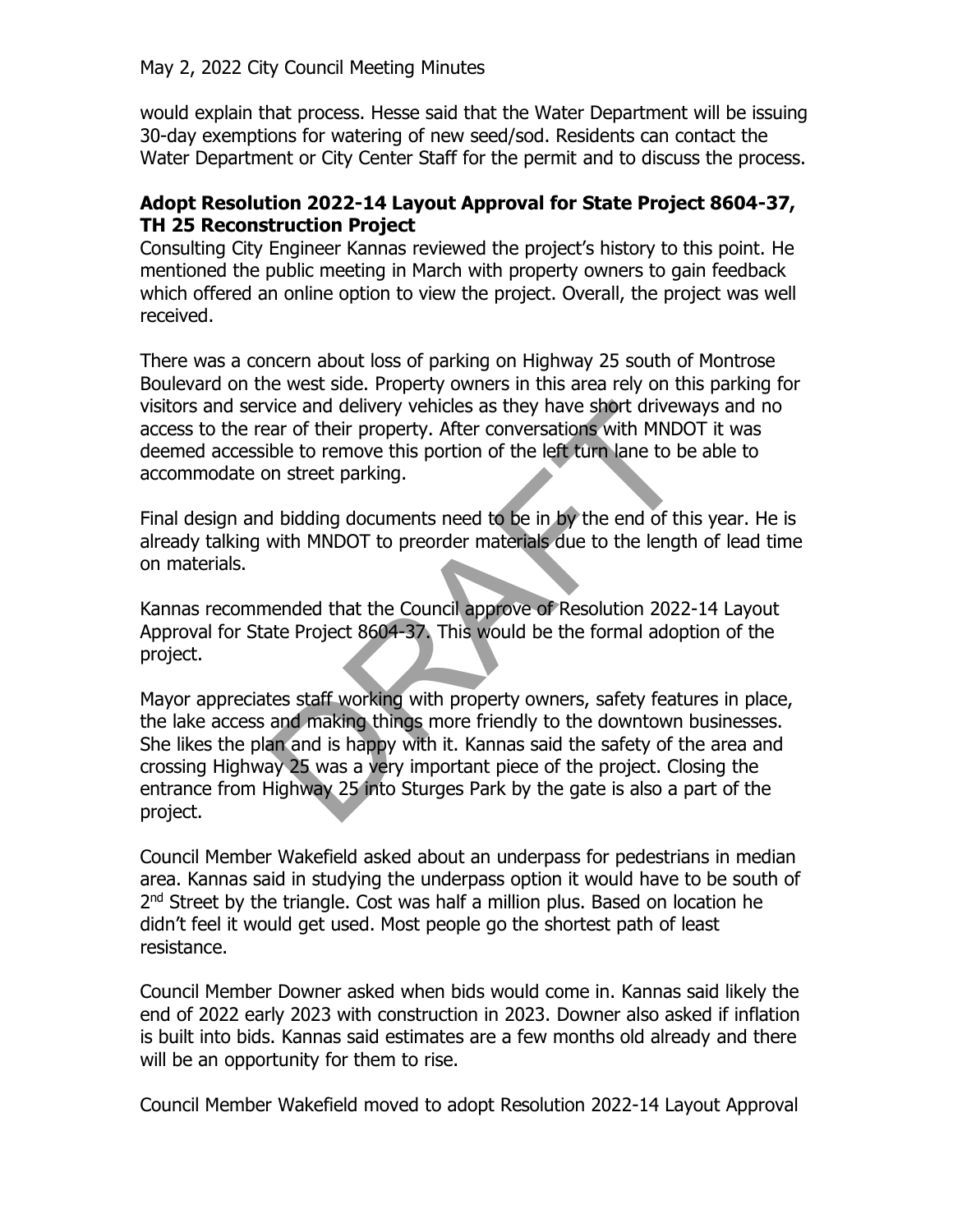would explain that process. Hesse said that the Water Department will be issuing 30-day exemptions for watering of new seed/sod. Residents can contact the Water Department or City Center Staff for the permit and to discuss the process.

**Adopt Resolution 2022-14 Layout Approval for State Project 8604-37, TH 25 Reconstruction Project**

Consulting City Engineer Kannas reviewed the project's history to this point. He mentioned the public meeting in March with property owners to gain feedback which offered an online option to view the project. Overall, the project was well received.

There was a concern about loss of parking on Highway 25 south of Montrose Boulevard on the west side. Property owners in this area rely on this parking for visitors and service and delivery vehicles as they have short driveways and no access to the rear of their property. After conversations with MNDOT it was deemed accessible to remove this portion of the left turn lane to be able to accommodate on street parking.

Final design and bidding documents need to be in by the end of this year. He is already talking with MNDOT to preorder materials due to the length of lead time on materials.

Kannas recommended that the Council approve of Resolution 2022-14 Layout Approval for State Project 8604-37. This would be the formal adoption of the project.

Mayor appreciates staff working with property owners, safety features in place, the lake access and making things more friendly to the downtown businesses. She likes the plan and is happy with it. Kannas said the safety of the area and crossing Highway 25 was a very important piece of the project. Closing the entrance from Highway 25 into Sturges Park by the gate is also a part of the project.

Council Member Wakefield asked about an underpass for pedestrians in median area. Kannas said in studying the underpass option it would have to be south of 2nd Street by the triangle. Cost was half a million plus. Based on location he didn't feel it would get used. Most people go the shortest path of least resistance.

Council Member Downer asked when bids would come in. Kannas said likely the end of 2022 early 2023 with construction in 2023. Downer also asked if inflation is built into bids. Kannas said estimates are a few months old already and there will be an opportunity for them to rise.

Council Member Wakefield moved to adopt Resolution 2022-14 Layout Approval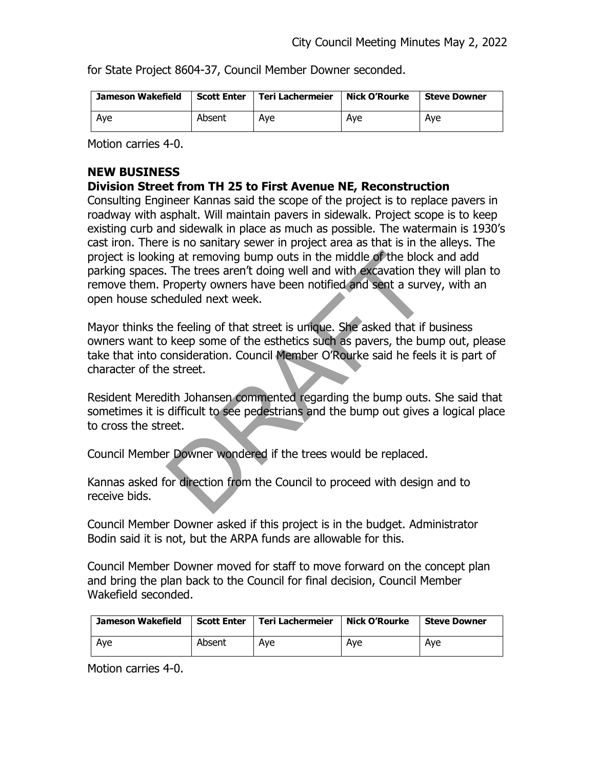for State Project 8604-37, Council Member Downer seconded.

| Jameson Wakefield | Scott Enter | Teri Lachermeier | Nick O'Rourke | Steve Downer |
|---|---|---|---|---|
| Aye | Absent | Aye | Aye | Aye |

Motion carries 4-0.

**NEW BUSINESS**

**Division Street from TH 25 to First Avenue NE, Reconstruction**

Consulting Engineer Kannas said the scope of the project is to replace pavers in roadway with asphalt. Will maintain pavers in sidewalk. Project scope is to keep existing curb and sidewalk in place as much as possible. The watermain is 1930's cast iron. There is no sanitary sewer in project area as that is in the alleys. The project is looking at removing bump outs in the middle of the block and add parking spaces. The trees aren't doing well and with excavation they will plan to remove them. Property owners have been notified and sent a survey, with an open house scheduled next week.

Mayor thinks the feeling of that street is unique. She asked that if business owners want to keep some of the esthetics such as pavers, the bump out, please take that into consideration. Council Member O'Rourke said he feels it is part of character of the street.

Resident Meredith Johansen commented regarding the bump outs. She said that sometimes it is difficult to see pedestrians and the bump out gives a logical place to cross the street.

Council Member Downer wondered if the trees would be replaced.

Kannas asked for direction from the Council to proceed with design and to receive bids.

Council Member Downer asked if this project is in the budget. Administrator Bodin said it is not, but the ARPA funds are allowable for this.

Council Member Downer moved for staff to move forward on the concept plan and bring the plan back to the Council for final decision, Council Member Wakefield seconded.

| Jameson Wakefield | Scott Enter | Teri Lachermeier | Nick O'Rourke | Steve Downer |
|---|---|---|---|---|
| Aye | Absent | Aye | Aye | Aye |

Motion carries 4-0.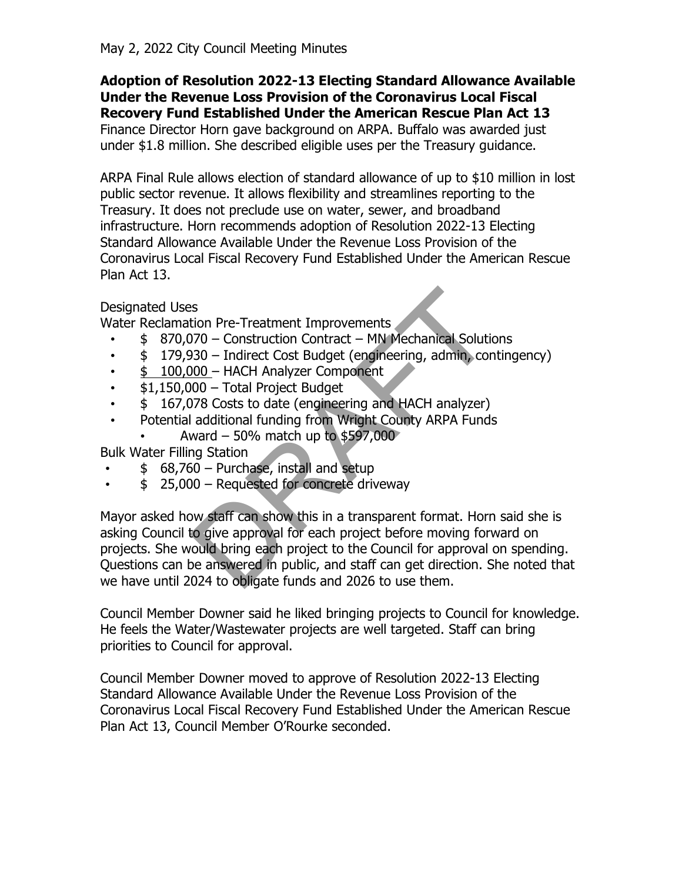**Adoption of Resolution 2022-13 Electing Standard Allowance Available Under the Revenue Loss Provision of the Coronavirus Local Fiscal Recovery Fund Established Under the American Rescue Plan Act 13**
Finance Director Horn gave background on ARPA. Buffalo was awarded just under $1.8 million. She described eligible uses per the Treasury guidance.

ARPA Final Rule allows election of standard allowance of up to $10 million in lost public sector revenue. It allows flexibility and streamlines reporting to the Treasury. It does not preclude use on water, sewer, and broadband infrastructure. Horn recommends adoption of Resolution 2022-13 Electing Standard Allowance Available Under the Revenue Loss Provision of the Coronavirus Local Fiscal Recovery Fund Established Under the American Rescue Plan Act 13.

Designated Uses
Water Reclamation Pre-Treatment Improvements

- $ 870,070 – Construction Contract – MN Mechanical Solutions
- $ 179,930 – Indirect Cost Budget (engineering, admin, contingency)
- $ 100,000 – HACH Analyzer Component
- $1,150,000 – Total Project Budget
- $ 167,078 Costs to date (engineering and HACH analyzer)
- Potential additional funding from Wright County ARPA Funds
    - Award – 50% match up to $597,000

Bulk Water Filling Station

- $ 68,760 – Purchase, install and setup
- $ 25,000 – Requested for concrete driveway

Mayor asked how staff can show this in a transparent format. Horn said she is asking Council to give approval for each project before moving forward on projects. She would bring each project to the Council for approval on spending. Questions can be answered in public, and staff can get direction. She noted that we have until 2024 to obligate funds and 2026 to use them.

Council Member Downer said he liked bringing projects to Council for knowledge. He feels the Water/Wastewater projects are well targeted. Staff can bring priorities to Council for approval.

Council Member Downer moved to approve of Resolution 2022-13 Electing Standard Allowance Available Under the Revenue Loss Provision of the Coronavirus Local Fiscal Recovery Fund Established Under the American Rescue Plan Act 13, Council Member O'Rourke seconded.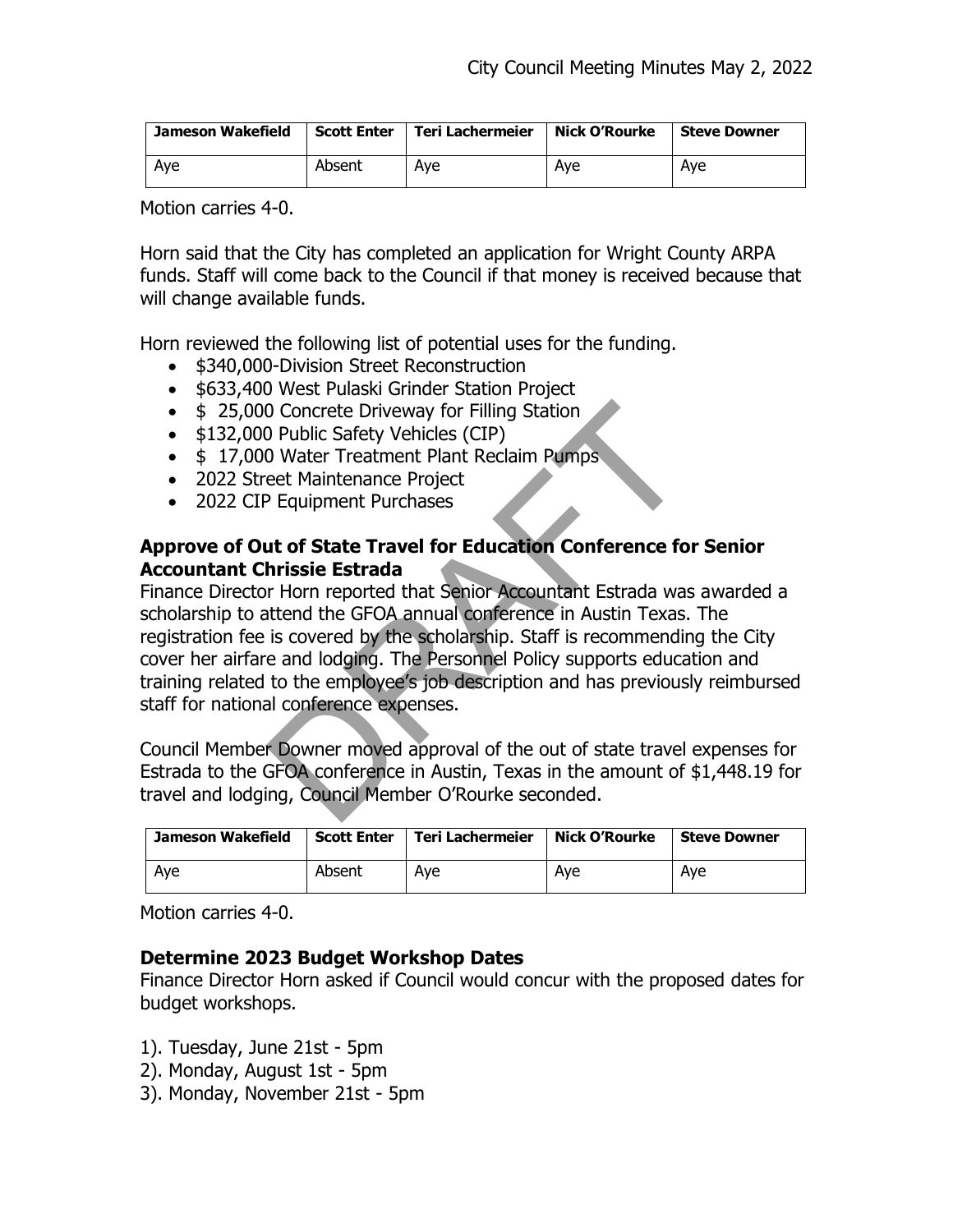| Jameson Wakefield | Scott Enter | Teri Lachermeier | Nick O'Rourke | Steve Downer |
|---|---|---|---|---|
| Aye | Absent | Aye | Aye | Aye |

Motion carries 4-0.

Horn said that the City has completed an application for Wright County ARPA funds. Staff will come back to the Council if that money is received because that will change available funds.

Horn reviewed the following list of potential uses for the funding.

- $340,000-Division Street Reconstruction
- $633,400 West Pulaski Grinder Station Project
- $ 25,000 Concrete Driveway for Filling Station
- $132,000 Public Safety Vehicles (CIP)
- $ 17,000 Water Treatment Plant Reclaim Pumps
- 2022 Street Maintenance Project
- 2022 CIP Equipment Purchases

### Approve of Out of State Travel for Education Conference for Senior Accountant Chrissie Estrada

Finance Director Horn reported that Senior Accountant Estrada was awarded a scholarship to attend the GFOA annual conference in Austin Texas. The registration fee is covered by the scholarship. Staff is recommending the City cover her airfare and lodging. The Personnel Policy supports education and training related to the employee's job description and has previously reimbursed staff for national conference expenses.

Council Member Downer moved approval of the out of state travel expenses for Estrada to the GFOA conference in Austin, Texas in the amount of $1,448.19 for travel and lodging, Council Member O'Rourke seconded.

| Jameson Wakefield | Scott Enter | Teri Lachermeier | Nick O'Rourke | Steve Downer |
|---|---|---|---|---|
| Aye | Absent | Aye | Aye | Aye |

Motion carries 4-0.

### Determine 2023 Budget Workshop Dates

Finance Director Horn asked if Council would concur with the proposed dates for budget workshops.

1). Tuesday, June 21st - 5pm
2). Monday, August 1st - 5pm
3). Monday, November 21st - 5pm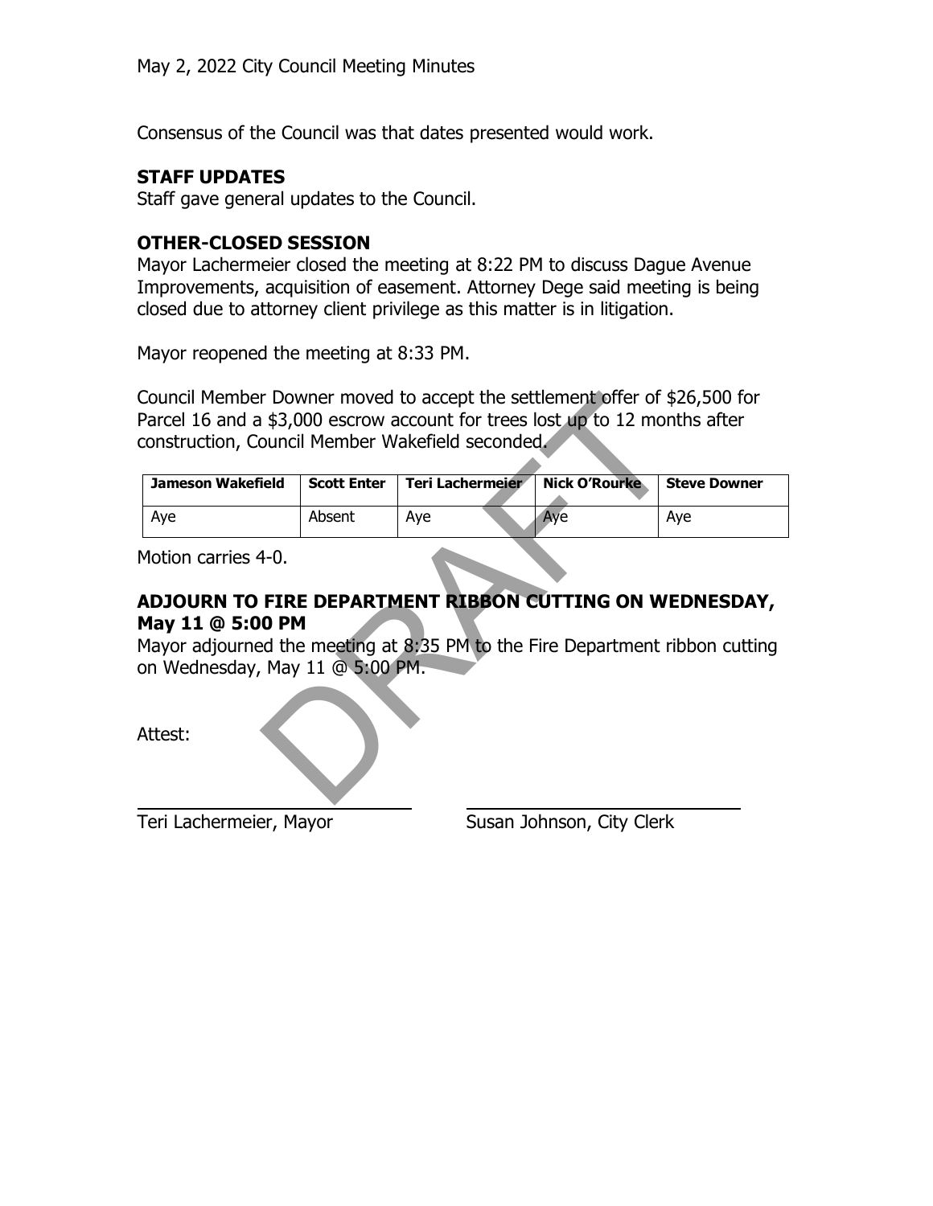Consensus of the Council was that dates presented would work.

**STAFF UPDATES**

Staff gave general updates to the Council.

**OTHER-CLOSED SESSION**

Mayor Lachermeier closed the meeting at 8:22 PM to discuss Dague Avenue Improvements, acquisition of easement. Attorney Dege said meeting is being closed due to attorney client privilege as this matter is in litigation.

Mayor reopened the meeting at 8:33 PM.

Council Member Downer moved to accept the settlement offer of $26,500 for Parcel 16 and a $3,000 escrow account for trees lost up to 12 months after construction, Council Member Wakefield seconded.

| Jameson Wakefield | Scott Enter | Teri Lachermeier | Nick O'Rourke | Steve Downer |
|---|---|---|---|---|
| Aye | Absent | Aye | Aye | Aye |

Motion carries 4-0.

**ADJOURN TO FIRE DEPARTMENT RIBBON CUTTING ON WEDNESDAY, May 11 @ 5:00 PM**

Mayor adjourned the meeting at 8:35 PM to the Fire Department ribbon cutting on Wednesday, May 11 @ 5:00 PM.

Attest:

Teri Lachermeier, Mayor

Susan Johnson, City Clerk

DRAFT